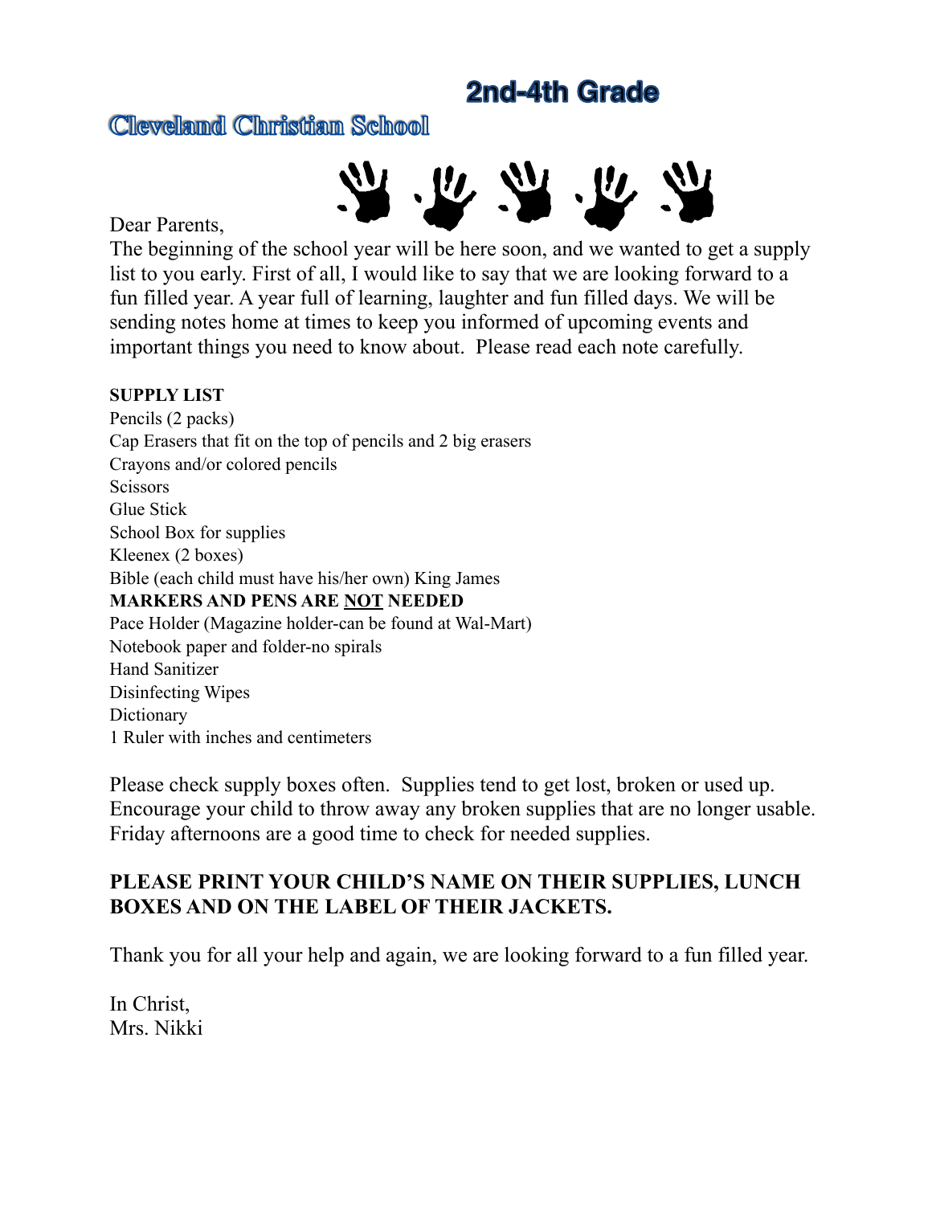# 2nd-4th Grade

## Cleveland Christian School

Dear Parents,

The beginning of the school year will be here soon, and we wanted to get a supply list to you early. First of all, I would like to say that we are looking forward to a fun filled year. A year full of learning, laughter and fun filled days. We will be sending notes home at times to keep you informed of upcoming events and important things you need to know about.  Please read each note carefully.

**SUPPLY LIST**

Pencils (2 packs)
Cap Erasers that fit on the top of pencils and 2 big erasers
Crayons and/or colored pencils
Scissors
Glue Stick
School Box for supplies
Kleenex (2 boxes)
Bible (each child must have his/her own) King James
**MARKERS AND PENS ARE <u>NOT</u> NEEDED**
Pace Holder (Magazine holder-can be found at Wal-Mart)
Notebook paper and folder-no spirals
Hand Sanitizer
Disinfecting Wipes
Dictionary
1 Ruler with inches and centimeters

Please check supply boxes often.  Supplies tend to get lost, broken or used up. Encourage your child to throw away any broken supplies that are no longer usable. Friday afternoons are a good time to check for needed supplies.

**PLEASE PRINT YOUR CHILD'S NAME ON THEIR SUPPLIES, LUNCH BOXES AND ON THE LABEL OF THEIR JACKETS.**

Thank you for all your help and again, we are looking forward to a fun filled year.

In Christ,
Mrs. Nikki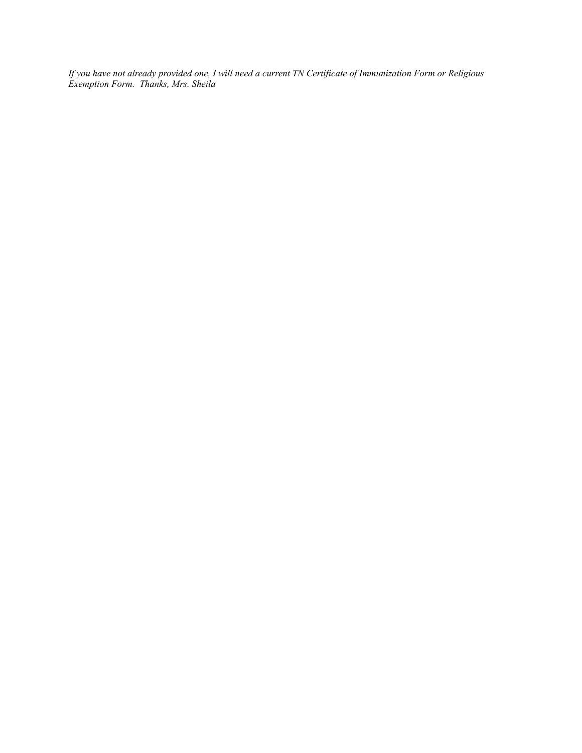*If you have not already provided one, I will need a current TN Certificate of Immunization Form or Religious Exemption Form. Thanks, Mrs. Sheila*